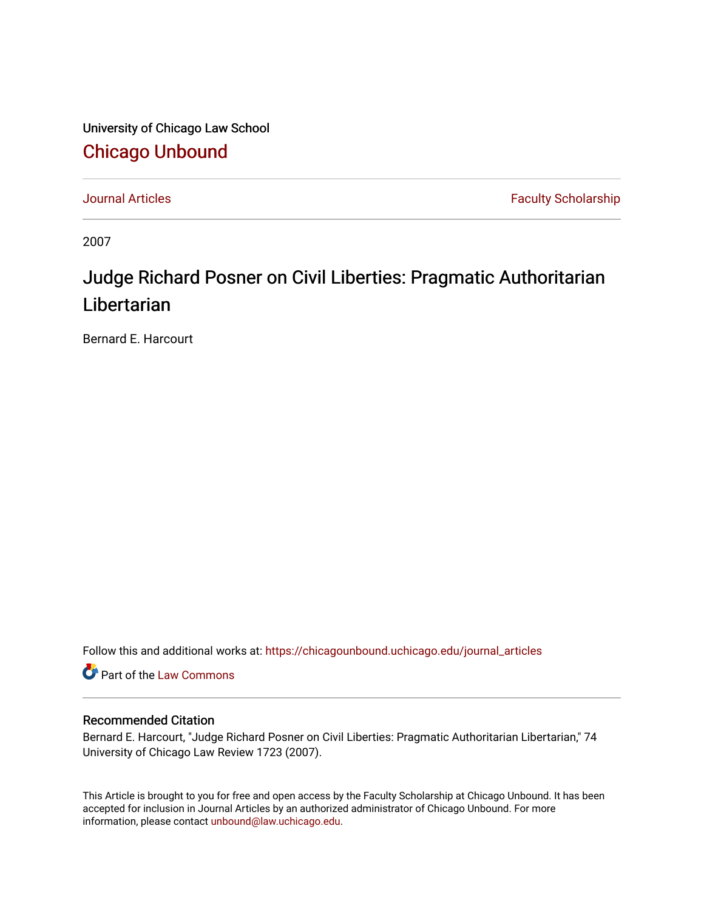University of Chicago Law School

# Chicago Unbound

Journal Articles | Faculty Scholarship

2007

# Judge Richard Posner on Civil Liberties: Pragmatic Authoritarian Libertarian

Bernard E. Harcourt

Follow this and additional works at: https://chicagounbound.uchicago.edu/journal_articles

Part of the Law Commons

## Recommended Citation

Bernard E. Harcourt, "Judge Richard Posner on Civil Liberties: Pragmatic Authoritarian Libertarian," 74 University of Chicago Law Review 1723 (2007).

This Article is brought to you for free and open access by the Faculty Scholarship at Chicago Unbound. It has been accepted for inclusion in Journal Articles by an authorized administrator of Chicago Unbound. For more information, please contact unbound@law.uchicago.edu.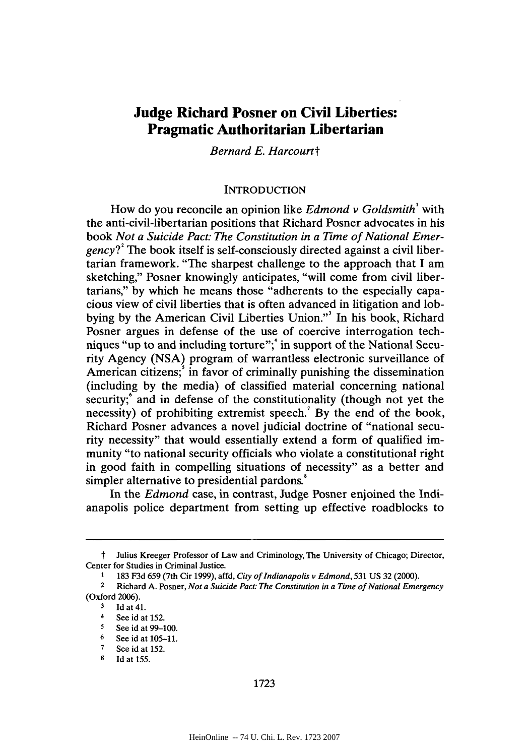# Judge Richard Posner on Civil Liberties: Pragmatic Authoritarian Libertarian

*Bernard E. Harcourt*†

## INTRODUCTION

How do you reconcile an opinion like *Edmond v Goldsmith*[1] with the anti-civil-libertarian positions that Richard Posner advocates in his book *Not a Suicide Pact: The Constitution in a Time of National Emergency*?[2] The book itself is self-consciously directed against a civil libertarian framework. "The sharpest challenge to the approach that I am sketching," Posner knowingly anticipates, "will come from civil libertarians," by which he means those "adherents to the especially capacious view of civil liberties that is often advanced in litigation and lobbying by the American Civil Liberties Union."[3] In his book, Richard Posner argues in defense of the use of coercive interrogation techniques "up to and including torture";[4] in support of the National Security Agency (NSA) program of warrantless electronic surveillance of American citizens;[5] in favor of criminally punishing the dissemination (including by the media) of classified material concerning national security;[6] and in defense of the constitutionality (though not yet the necessity) of prohibiting extremist speech.[7] By the end of the book, Richard Posner advances a novel judicial doctrine of "national security necessity" that would essentially extend a form of qualified immunity "to national security officials who violate a constitutional right in good faith in compelling situations of necessity" as a better and simpler alternative to presidential pardons.[8]

In the *Edmond* case, in contrast, Judge Posner enjoined the Indianapolis police department from setting up effective roadblocks to

---

† Julius Kreeger Professor of Law and Criminology, The University of Chicago; Director, Center for Studies in Criminal Justice.

1 183 F3d 659 (7th Cir 1999), affd, *City of Indianapolis v Edmond*, 531 US 32 (2000).

2 Richard A. Posner, *Not a Suicide Pact: The Constitution in a Time of National Emergency* (Oxford 2006).

3 Id at 41.

4 See id at 152.

5 See id at 99–100.

6 See id at 105–11.

7 See id at 152.

8 Id at 155.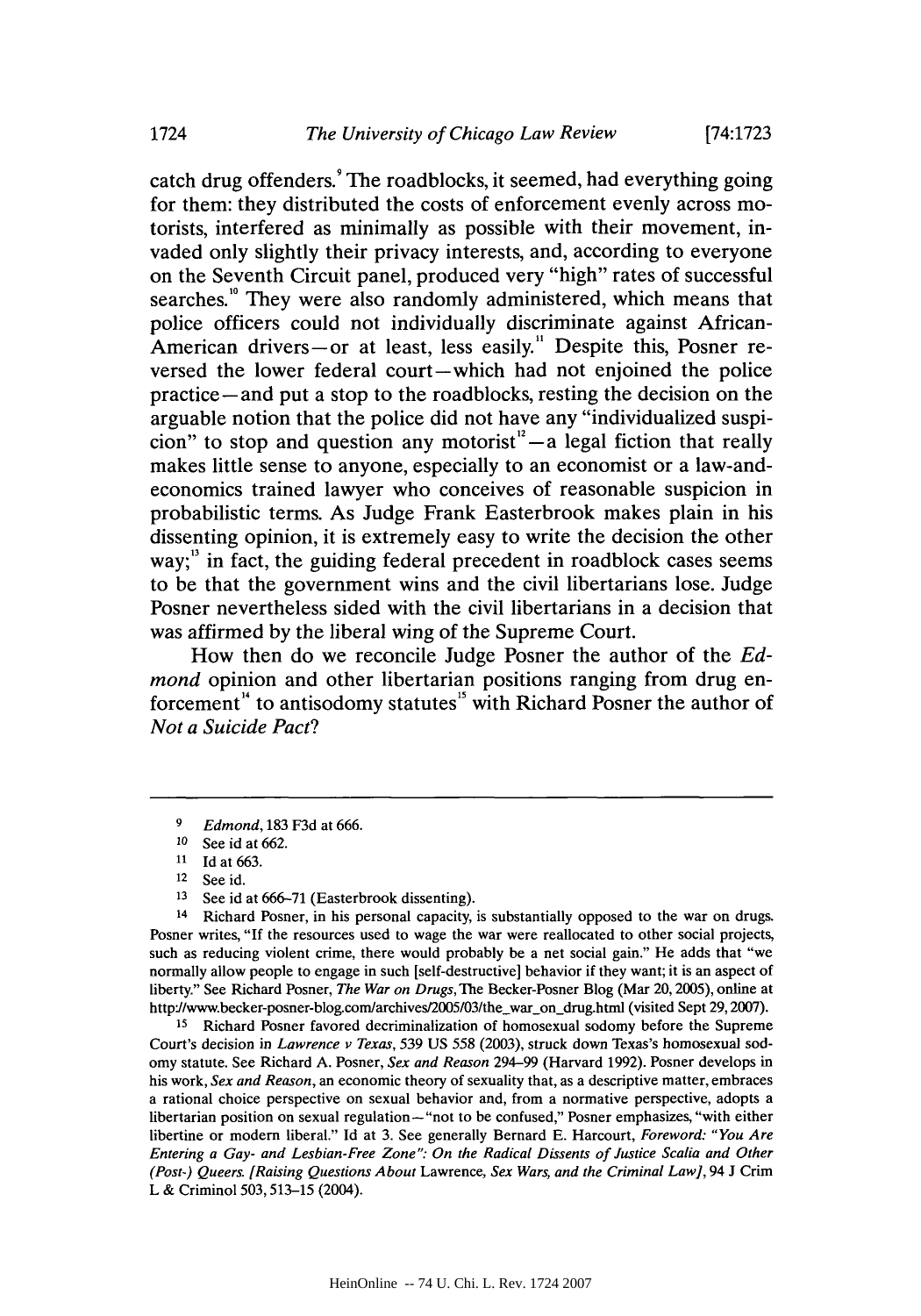catch drug offenders.[9] The roadblocks, it seemed, had everything going for them: they distributed the costs of enforcement evenly across motorists, interfered as minimally as possible with their movement, invaded only slightly their privacy interests, and, according to everyone on the Seventh Circuit panel, produced very "high" rates of successful searches.[10] They were also randomly administered, which means that police officers could not individually discriminate against African-American drivers—or at least, less easily.[11] Despite this, Posner reversed the lower federal court—which had not enjoined the police practice—and put a stop to the roadblocks, resting the decision on the arguable notion that the police did not have any "individualized suspicion" to stop and question any motorist[12]—a legal fiction that really makes little sense to anyone, especially to an economist or a law-and-economics trained lawyer who conceives of reasonable suspicion in probabilistic terms. As Judge Frank Easterbrook makes plain in his dissenting opinion, it is extremely easy to write the decision the other way;[13] in fact, the guiding federal precedent in roadblock cases seems to be that the government wins and the civil libertarians lose. Judge Posner nevertheless sided with the civil libertarians in a decision that was affirmed by the liberal wing of the Supreme Court.

How then do we reconcile Judge Posner the author of the *Edmond* opinion and other libertarian positions ranging from drug enforcement[14] to antisodomy statutes[15] with Richard Posner the author of *Not a Suicide Pact*?

---

[9] *Edmond*, 183 F3d at 666.

[10] See id at 662.

[11] Id at 663.

[12] See id.

[13] See id at 666–71 (Easterbrook dissenting).

[14] Richard Posner, in his personal capacity, is substantially opposed to the war on drugs. Posner writes, "If the resources used to wage the war were reallocated to other social projects, such as reducing violent crime, there would probably be a net social gain." He adds that "we normally allow people to engage in such [self-destructive] behavior if they want; it is an aspect of liberty." See Richard Posner, *The War on Drugs*, The Becker-Posner Blog (Mar 20, 2005), online at http://www.becker-posner-blog.com/archives/2005/03/the_war_on_drug.html (visited Sept 29, 2007).

[15] Richard Posner favored decriminalization of homosexual sodomy before the Supreme Court's decision in *Lawrence v Texas*, 539 US 558 (2003), struck down Texas's homosexual sodomy statute. See Richard A. Posner, *Sex and Reason* 294–99 (Harvard 1992). Posner develops in his work, *Sex and Reason*, an economic theory of sexuality that, as a descriptive matter, embraces a rational choice perspective on sexual behavior and, from a normative perspective, adopts a libertarian position on sexual regulation—"not to be confused," Posner emphasizes, "with either libertine or modern liberal." Id at 3. See generally Bernard E. Harcourt, *Foreword: "You Are Entering a Gay- and Lesbian-Free Zone": On the Radical Dissents of Justice Scalia and Other (Post-) Queers. [Raising Questions About* Lawrence, *Sex Wars, and the Criminal Law]*, 94 J Crim L & Criminol 503, 513–15 (2004).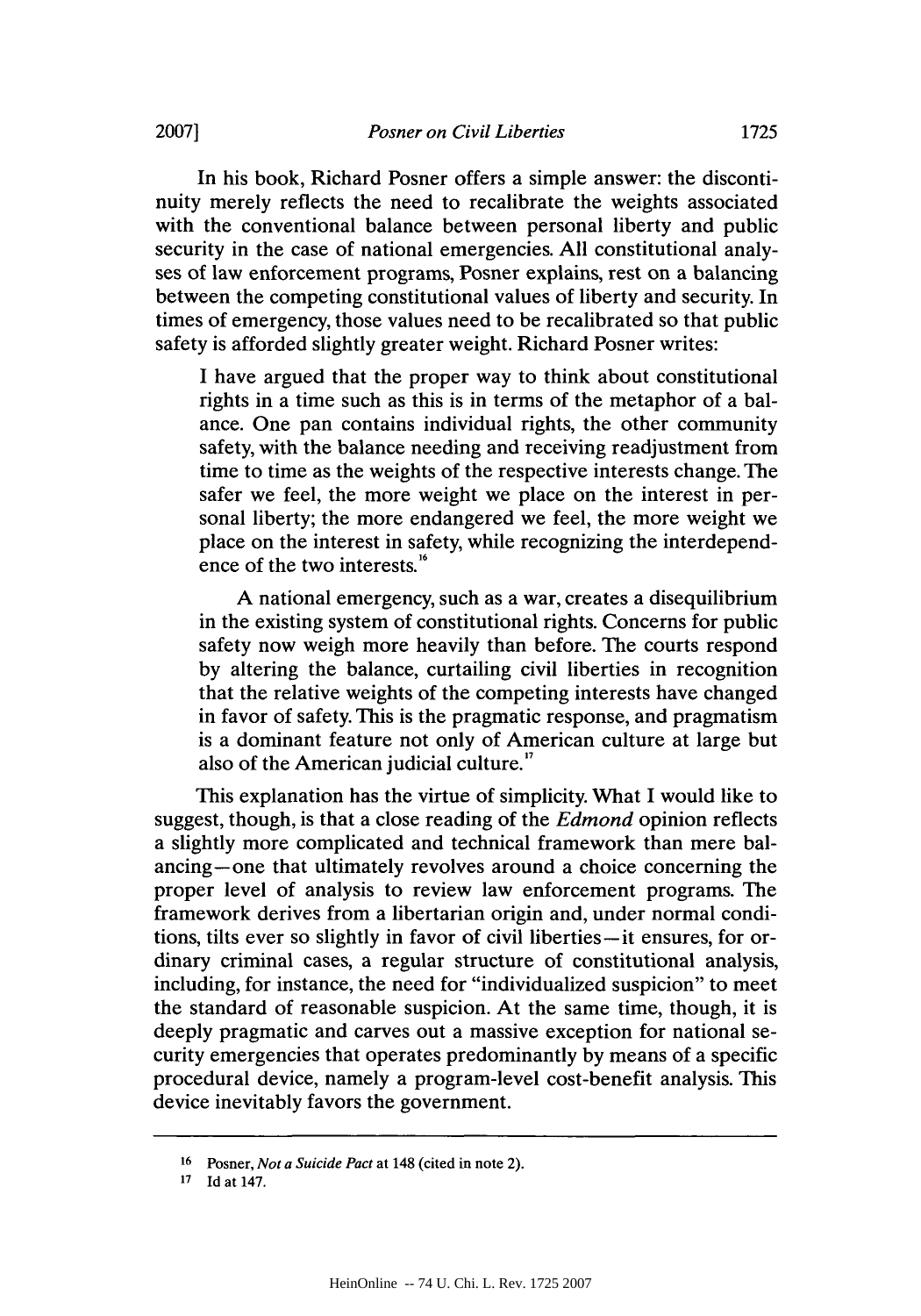In his book, Richard Posner offers a simple answer: the discontinuity merely reflects the need to recalibrate the weights associated with the conventional balance between personal liberty and public security in the case of national emergencies. All constitutional analyses of law enforcement programs, Posner explains, rest on a balancing between the competing constitutional values of liberty and security. In times of emergency, those values need to be recalibrated so that public safety is afforded slightly greater weight. Richard Posner writes:

> I have argued that the proper way to think about constitutional rights in a time such as this is in terms of the metaphor of a balance. One pan contains individual rights, the other community safety, with the balance needing and receiving readjustment from time to time as the weights of the respective interests change. The safer we feel, the more weight we place on the interest in personal liberty; the more endangered we feel, the more weight we place on the interest in safety, while recognizing the interdependence of the two interests.[16]
>
> A national emergency, such as a war, creates a disequilibrium in the existing system of constitutional rights. Concerns for public safety now weigh more heavily than before. The courts respond by altering the balance, curtailing civil liberties in recognition that the relative weights of the competing interests have changed in favor of safety. This is the pragmatic response, and pragmatism is a dominant feature not only of American culture at large but also of the American judicial culture.[17]

This explanation has the virtue of simplicity. What I would like to suggest, though, is that a close reading of the *Edmond* opinion reflects a slightly more complicated and technical framework than mere balancing—one that ultimately revolves around a choice concerning the proper level of analysis to review law enforcement programs. The framework derives from a libertarian origin and, under normal conditions, tilts ever so slightly in favor of civil liberties—it ensures, for ordinary criminal cases, a regular structure of constitutional analysis, including, for instance, the need for "individualized suspicion" to meet the standard of reasonable suspicion. At the same time, though, it is deeply pragmatic and carves out a massive exception for national security emergencies that operates predominantly by means of a specific procedural device, namely a program-level cost-benefit analysis. This device inevitably favors the government.

---

[16] Posner, *Not a Suicide Pact* at 148 (cited in note 2).

[17] Id at 147.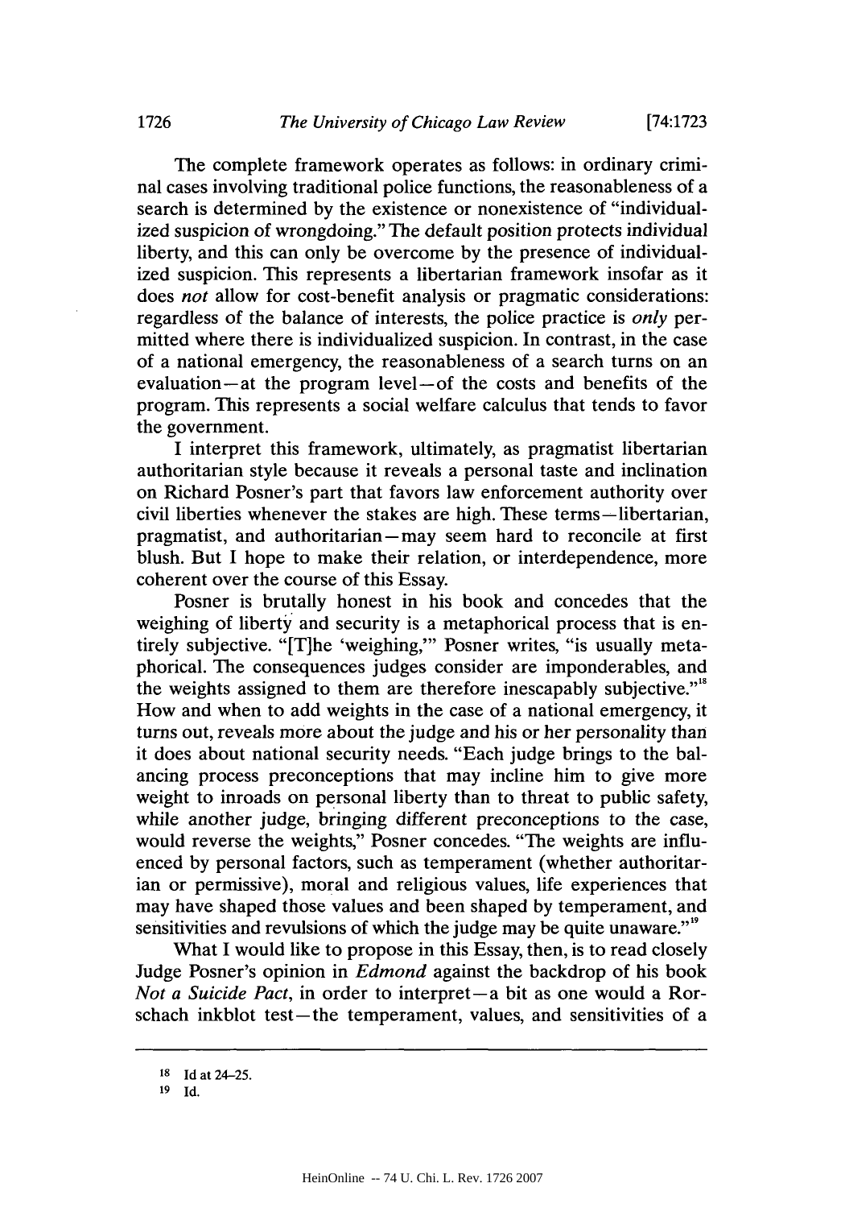The complete framework operates as follows: in ordinary criminal cases involving traditional police functions, the reasonableness of a search is determined by the existence or nonexistence of "individualized suspicion of wrongdoing." The default position protects individual liberty, and this can only be overcome by the presence of individualized suspicion. This represents a libertarian framework insofar as it does *not* allow for cost-benefit analysis or pragmatic considerations: regardless of the balance of interests, the police practice is *only* permitted where there is individualized suspicion. In contrast, in the case of a national emergency, the reasonableness of a search turns on an evaluation—at the program level—of the costs and benefits of the program. This represents a social welfare calculus that tends to favor the government.

I interpret this framework, ultimately, as pragmatist libertarian authoritarian style because it reveals a personal taste and inclination on Richard Posner's part that favors law enforcement authority over civil liberties whenever the stakes are high. These terms—libertarian, pragmatist, and authoritarian—may seem hard to reconcile at first blush. But I hope to make their relation, or interdependence, more coherent over the course of this Essay.

Posner is brutally honest in his book and concedes that the weighing of liberty and security is a metaphorical process that is entirely subjective. "[T]he 'weighing,'" Posner writes, "is usually metaphorical. The consequences judges consider are imponderables, and the weights assigned to them are therefore inescapably subjective."[18] How and when to add weights in the case of a national emergency, it turns out, reveals more about the judge and his or her personality than it does about national security needs. "Each judge brings to the balancing process preconceptions that may incline him to give more weight to inroads on personal liberty than to threat to public safety, while another judge, bringing different preconceptions to the case, would reverse the weights," Posner concedes. "The weights are influenced by personal factors, such as temperament (whether authoritarian or permissive), moral and religious values, life experiences that may have shaped those values and been shaped by temperament, and sensitivities and revulsions of which the judge may be quite unaware."[19]

What I would like to propose in this Essay, then, is to read closely Judge Posner's opinion in *Edmond* against the backdrop of his book *Not a Suicide Pact*, in order to interpret—a bit as one would a Rorschach inkblot test—the temperament, values, and sensitivities of a

---

[18] Id at 24–25.

[19] Id.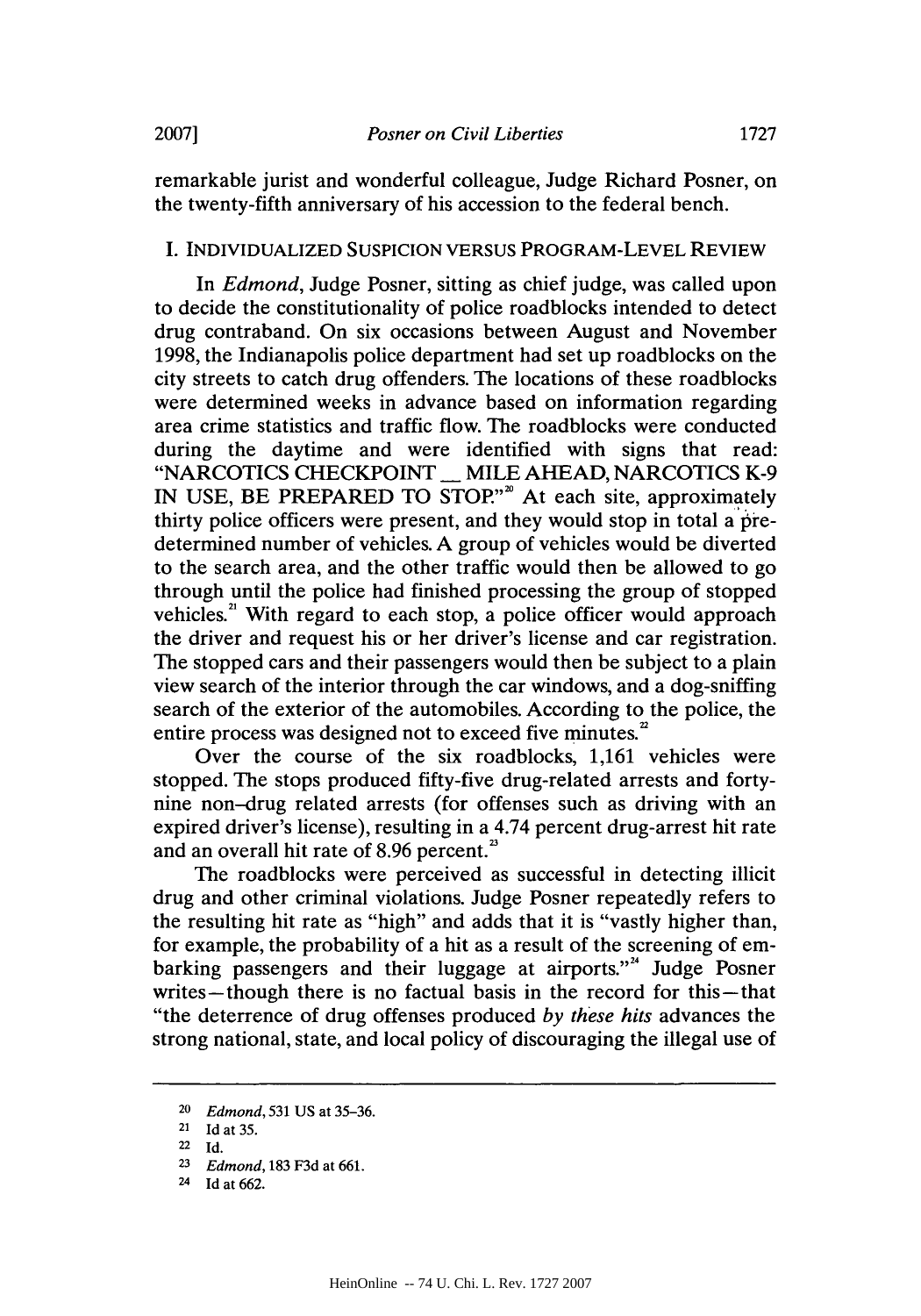remarkable jurist and wonderful colleague, Judge Richard Posner, on the twenty-fifth anniversary of his accession to the federal bench.

## I. INDIVIDUALIZED SUSPICION VERSUS PROGRAM-LEVEL REVIEW

In *Edmond*, Judge Posner, sitting as chief judge, was called upon to decide the constitutionality of police roadblocks intended to detect drug contraband. On six occasions between August and November 1998, the Indianapolis police department had set up roadblocks on the city streets to catch drug offenders. The locations of these roadblocks were determined weeks in advance based on information regarding area crime statistics and traffic flow. The roadblocks were conducted during the daytime and were identified with signs that read: "NARCOTICS CHECKPOINT __ MILE AHEAD, NARCOTICS K-9 IN USE, BE PREPARED TO STOP."[20] At each site, approximately thirty police officers were present, and they would stop in total a predetermined number of vehicles. A group of vehicles would be diverted to the search area, and the other traffic would then be allowed to go through until the police had finished processing the group of stopped vehicles.[21] With regard to each stop, a police officer would approach the driver and request his or her driver's license and car registration. The stopped cars and their passengers would then be subject to a plain view search of the interior through the car windows, and a dog-sniffing search of the exterior of the automobiles. According to the police, the entire process was designed not to exceed five minutes.[22]

Over the course of the six roadblocks, 1,161 vehicles were stopped. The stops produced fifty-five drug-related arrests and forty-nine non-drug related arrests (for offenses such as driving with an expired driver's license), resulting in a 4.74 percent drug-arrest hit rate and an overall hit rate of 8.96 percent.[23]

The roadblocks were perceived as successful in detecting illicit drug and other criminal violations. Judge Posner repeatedly refers to the resulting hit rate as "high" and adds that it is "vastly higher than, for example, the probability of a hit as a result of the screening of embarking passengers and their luggage at airports."[24] Judge Posner writes—though there is no factual basis in the record for this—that "the deterrence of drug offenses produced *by these hits* advances the strong national, state, and local policy of discouraging the illegal use of

---

[20] *Edmond*, 531 US at 35–36.

[21] Id at 35.

[22] Id.

[23] *Edmond*, 183 F3d at 661.

[24] Id at 662.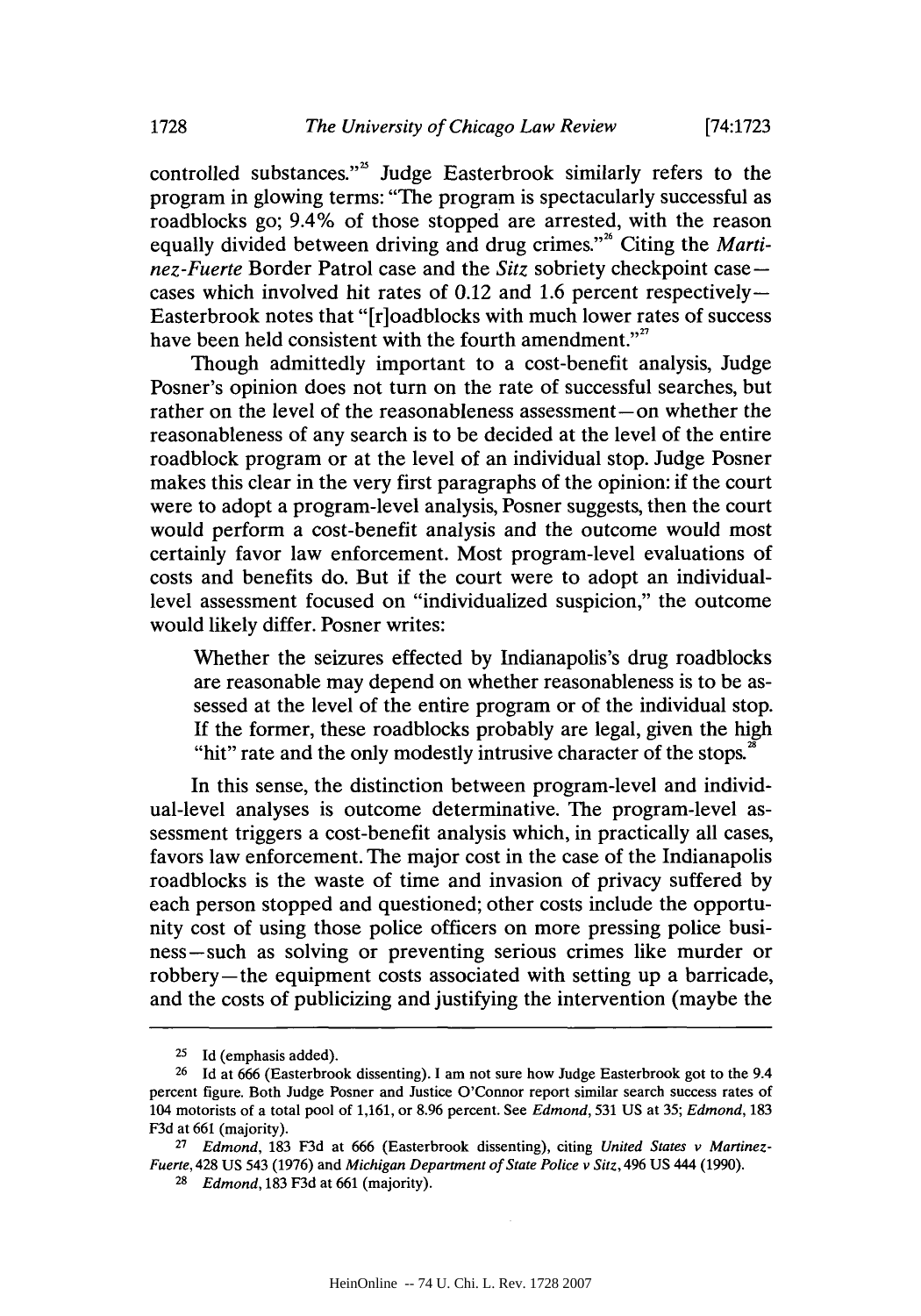controlled substances."[25] Judge Easterbrook similarly refers to the program in glowing terms: "The program is spectacularly successful as roadblocks go; 9.4% of those stopped are arrested, with the reason equally divided between driving and drug crimes."[26] Citing the *Martinez-Fuerte* Border Patrol case and the *Sitz* sobriety checkpoint case—cases which involved hit rates of 0.12 and 1.6 percent respectively—Easterbrook notes that "[r]oadblocks with much lower rates of success have been held consistent with the fourth amendment."[27]

Though admittedly important to a cost-benefit analysis, Judge Posner's opinion does not turn on the rate of successful searches, but rather on the level of the reasonableness assessment—on whether the reasonableness of any search is to be decided at the level of the entire roadblock program or at the level of an individual stop. Judge Posner makes this clear in the very first paragraphs of the opinion: if the court were to adopt a program-level analysis, Posner suggests, then the court would perform a cost-benefit analysis and the outcome would most certainly favor law enforcement. Most program-level evaluations of costs and benefits do. But if the court were to adopt an individual-level assessment focused on "individualized suspicion," the outcome would likely differ. Posner writes:

> Whether the seizures effected by Indianapolis's drug roadblocks are reasonable may depend on whether reasonableness is to be assessed at the level of the entire program or of the individual stop. If the former, these roadblocks probably are legal, given the high "hit" rate and the only modestly intrusive character of the stops.[28]

In this sense, the distinction between program-level and individual-level analyses is outcome determinative. The program-level assessment triggers a cost-benefit analysis which, in practically all cases, favors law enforcement. The major cost in the case of the Indianapolis roadblocks is the waste of time and invasion of privacy suffered by each person stopped and questioned; other costs include the opportunity cost of using those police officers on more pressing police business—such as solving or preventing serious crimes like murder or robbery—the equipment costs associated with setting up a barricade, and the costs of publicizing and justifying the intervention (maybe the

---

[25] Id (emphasis added).

[26] Id at 666 (Easterbrook dissenting). I am not sure how Judge Easterbrook got to the 9.4 percent figure. Both Judge Posner and Justice O'Connor report similar search success rates of 104 motorists of a total pool of 1,161, or 8.96 percent. See *Edmond*, 531 US at 35; *Edmond*, 183 F3d at 661 (majority).

[27] *Edmond*, 183 F3d at 666 (Easterbrook dissenting), citing *United States v Martinez-Fuerte*, 428 US 543 (1976) and *Michigan Department of State Police v Sitz*, 496 US 444 (1990).

[28] *Edmond*, 183 F3d at 661 (majority).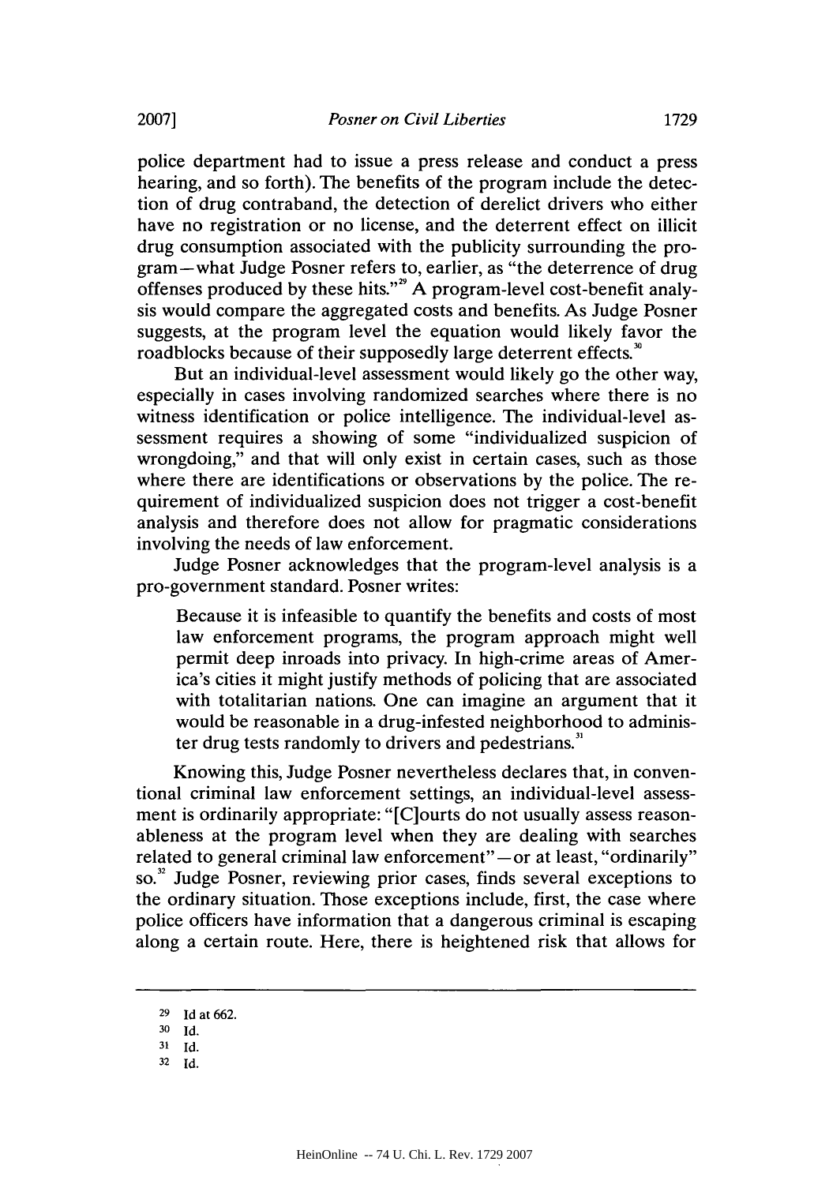police department had to issue a press release and conduct a press hearing, and so forth). The benefits of the program include the detection of drug contraband, the detection of derelict drivers who either have no registration or no license, and the deterrent effect on illicit drug consumption associated with the publicity surrounding the program—what Judge Posner refers to, earlier, as "the deterrence of drug offenses produced by these hits."[29] A program-level cost-benefit analysis would compare the aggregated costs and benefits. As Judge Posner suggests, at the program level the equation would likely favor the roadblocks because of their supposedly large deterrent effects.[30]

But an individual-level assessment would likely go the other way, especially in cases involving randomized searches where there is no witness identification or police intelligence. The individual-level assessment requires a showing of some "individualized suspicion of wrongdoing," and that will only exist in certain cases, such as those where there are identifications or observations by the police. The requirement of individualized suspicion does not trigger a cost-benefit analysis and therefore does not allow for pragmatic considerations involving the needs of law enforcement.

Judge Posner acknowledges that the program-level analysis is a pro-government standard. Posner writes:

> Because it is infeasible to quantify the benefits and costs of most law enforcement programs, the program approach might well permit deep inroads into privacy. In high-crime areas of America's cities it might justify methods of policing that are associated with totalitarian nations. One can imagine an argument that it would be reasonable in a drug-infested neighborhood to administer drug tests randomly to drivers and pedestrians.[31]

Knowing this, Judge Posner nevertheless declares that, in conventional criminal law enforcement settings, an individual-level assessment is ordinarily appropriate: "[C]ourts do not usually assess reasonableness at the program level when they are dealing with searches related to general criminal law enforcement"—or at least, "ordinarily" so.[32] Judge Posner, reviewing prior cases, finds several exceptions to the ordinary situation. Those exceptions include, first, the case where police officers have information that a dangerous criminal is escaping along a certain route. Here, there is heightened risk that allows for

---

29 Id at 662.

30 Id.

31 Id.

32 Id.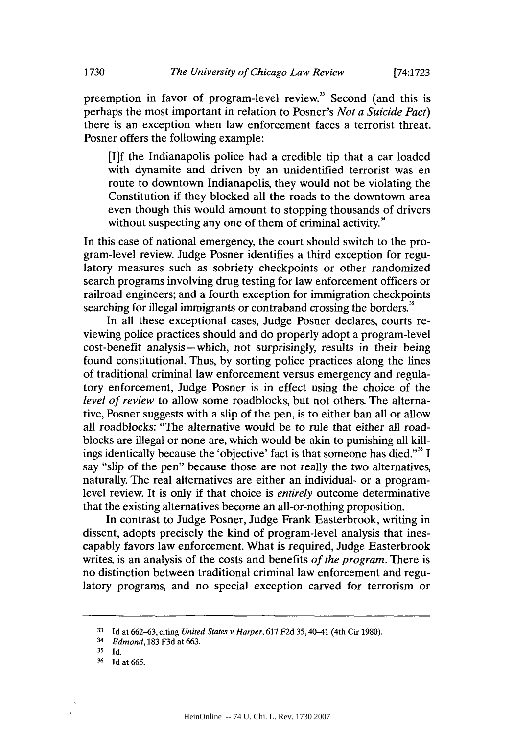preemption in favor of program-level review.[33] Second (and this is perhaps the most important in relation to Posner's *Not a Suicide Pact*) there is an exception when law enforcement faces a terrorist threat. Posner offers the following example:

> [I]f the Indianapolis police had a credible tip that a car loaded with dynamite and driven by an unidentified terrorist was en route to downtown Indianapolis, they would not be violating the Constitution if they blocked all the roads to the downtown area even though this would amount to stopping thousands of drivers without suspecting any one of them of criminal activity.[34]

In this case of national emergency, the court should switch to the program-level review. Judge Posner identifies a third exception for regulatory measures such as sobriety checkpoints or other randomized search programs involving drug testing for law enforcement officers or railroad engineers; and a fourth exception for immigration checkpoints searching for illegal immigrants or contraband crossing the borders.[35]

In all these exceptional cases, Judge Posner declares, courts reviewing police practices should and do properly adopt a program-level cost-benefit analysis—which, not surprisingly, results in their being found constitutional. Thus, by sorting police practices along the lines of traditional criminal law enforcement versus emergency and regulatory enforcement, Judge Posner is in effect using the choice of the *level of review* to allow some roadblocks, but not others. The alternative, Posner suggests with a slip of the pen, is to either ban all or allow all roadblocks: "The alternative would be to rule that either all roadblocks are illegal or none are, which would be akin to punishing all killings identically because the 'objective' fact is that someone has died."[36] I say "slip of the pen" because those are not really the two alternatives, naturally. The real alternatives are either an individual- or a program-level review. It is only if that choice is *entirely* outcome determinative that the existing alternatives become an all-or-nothing proposition.

In contrast to Judge Posner, Judge Frank Easterbrook, writing in dissent, adopts precisely the kind of program-level analysis that inescapably favors law enforcement. What is required, Judge Easterbrook writes, is an analysis of the costs and benefits *of the program*. There is no distinction between traditional criminal law enforcement and regulatory programs, and no special exception carved for terrorism or

---

[33] Id at 662–63, citing *United States v Harper*, 617 F2d 35, 40–41 (4th Cir 1980).

[34] *Edmond*, 183 F3d at 663.

[35] Id.

[36] Id at 665.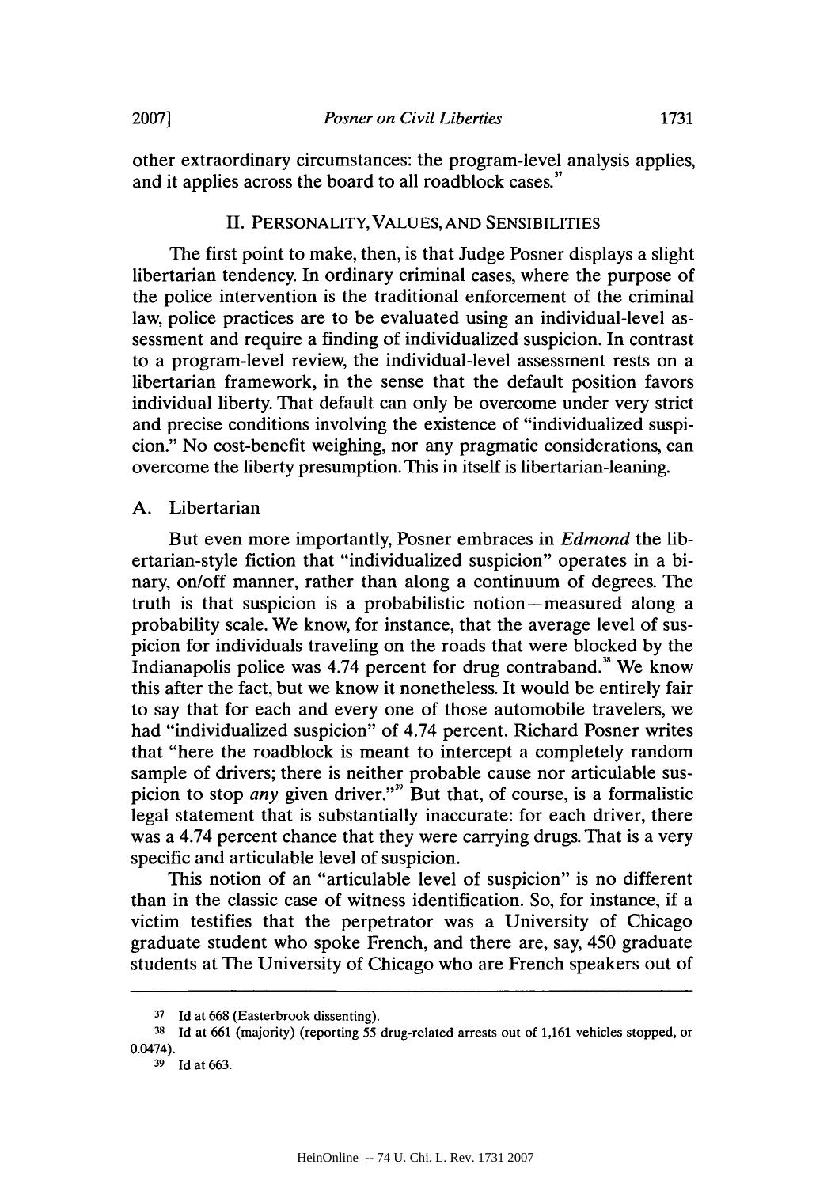other extraordinary circumstances: the program-level analysis applies, and it applies across the board to all roadblock cases.[37]

## II. PERSONALITY, VALUES, AND SENSIBILITIES

The first point to make, then, is that Judge Posner displays a slight libertarian tendency. In ordinary criminal cases, where the purpose of the police intervention is the traditional enforcement of the criminal law, police practices are to be evaluated using an individual-level assessment and require a finding of individualized suspicion. In contrast to a program-level review, the individual-level assessment rests on a libertarian framework, in the sense that the default position favors individual liberty. That default can only be overcome under very strict and precise conditions involving the existence of "individualized suspicion." No cost-benefit weighing, nor any pragmatic considerations, can overcome the liberty presumption. This in itself is libertarian-leaning.

### A. Libertarian

But even more importantly, Posner embraces in *Edmond* the libertarian-style fiction that "individualized suspicion" operates in a binary, on/off manner, rather than along a continuum of degrees. The truth is that suspicion is a probabilistic notion—measured along a probability scale. We know, for instance, that the average level of suspicion for individuals traveling on the roads that were blocked by the Indianapolis police was 4.74 percent for drug contraband.[38] We know this after the fact, but we know it nonetheless. It would be entirely fair to say that for each and every one of those automobile travelers, we had "individualized suspicion" of 4.74 percent. Richard Posner writes that "here the roadblock is meant to intercept a completely random sample of drivers; there is neither probable cause nor articulable suspicion to stop *any* given driver."[39] But that, of course, is a formalistic legal statement that is substantially inaccurate: for each driver, there was a 4.74 percent chance that they were carrying drugs. That is a very specific and articulable level of suspicion.

This notion of an "articulable level of suspicion" is no different than in the classic case of witness identification. So, for instance, if a victim testifies that the perpetrator was a University of Chicago graduate student who spoke French, and there are, say, 450 graduate students at The University of Chicago who are French speakers out of

---

[37] Id at 668 (Easterbrook dissenting).

[38] Id at 661 (majority) (reporting 55 drug-related arrests out of 1,161 vehicles stopped, or 0.0474).

[39] Id at 663.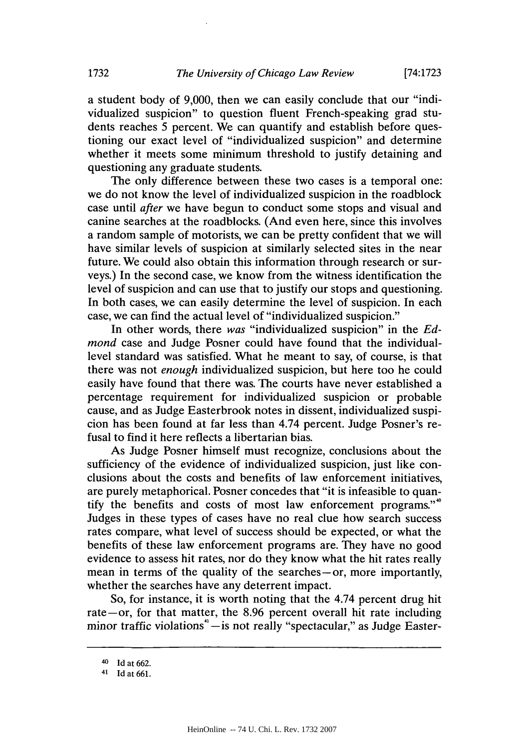a student body of 9,000, then we can easily conclude that our "individualized suspicion" to question fluent French-speaking grad students reaches 5 percent. We can quantify and establish before questioning our exact level of "individualized suspicion" and determine whether it meets some minimum threshold to justify detaining and questioning any graduate students.

The only difference between these two cases is a temporal one: we do not know the level of individualized suspicion in the roadblock case until *after* we have begun to conduct some stops and visual and canine searches at the roadblocks. (And even here, since this involves a random sample of motorists, we can be pretty confident that we will have similar levels of suspicion at similarly selected sites in the near future. We could also obtain this information through research or surveys.) In the second case, we know from the witness identification the level of suspicion and can use that to justify our stops and questioning. In both cases, we can easily determine the level of suspicion. In each case, we can find the actual level of "individualized suspicion."

In other words, there *was* "individualized suspicion" in the *Edmond* case and Judge Posner could have found that the individual-level standard was satisfied. What he meant to say, of course, is that there was not *enough* individualized suspicion, but here too he could easily have found that there was. The courts have never established a percentage requirement for individualized suspicion or probable cause, and as Judge Easterbrook notes in dissent, individualized suspicion has been found at far less than 4.74 percent. Judge Posner's refusal to find it here reflects a libertarian bias.

As Judge Posner himself must recognize, conclusions about the sufficiency of the evidence of individualized suspicion, just like conclusions about the costs and benefits of law enforcement initiatives, are purely metaphorical. Posner concedes that "it is infeasible to quantify the benefits and costs of most law enforcement programs."[40] Judges in these types of cases have no real clue how search success rates compare, what level of success should be expected, or what the benefits of these law enforcement programs are. They have no good evidence to assess hit rates, nor do they know what the hit rates really mean in terms of the quality of the searches—or, more importantly, whether the searches have any deterrent impact.

So, for instance, it is worth noting that the 4.74 percent drug hit rate—or, for that matter, the 8.96 percent overall hit rate including minor traffic violations[41]—is not really "spectacular," as Judge Easter-

---

[40] Id at 662.

[41] Id at 661.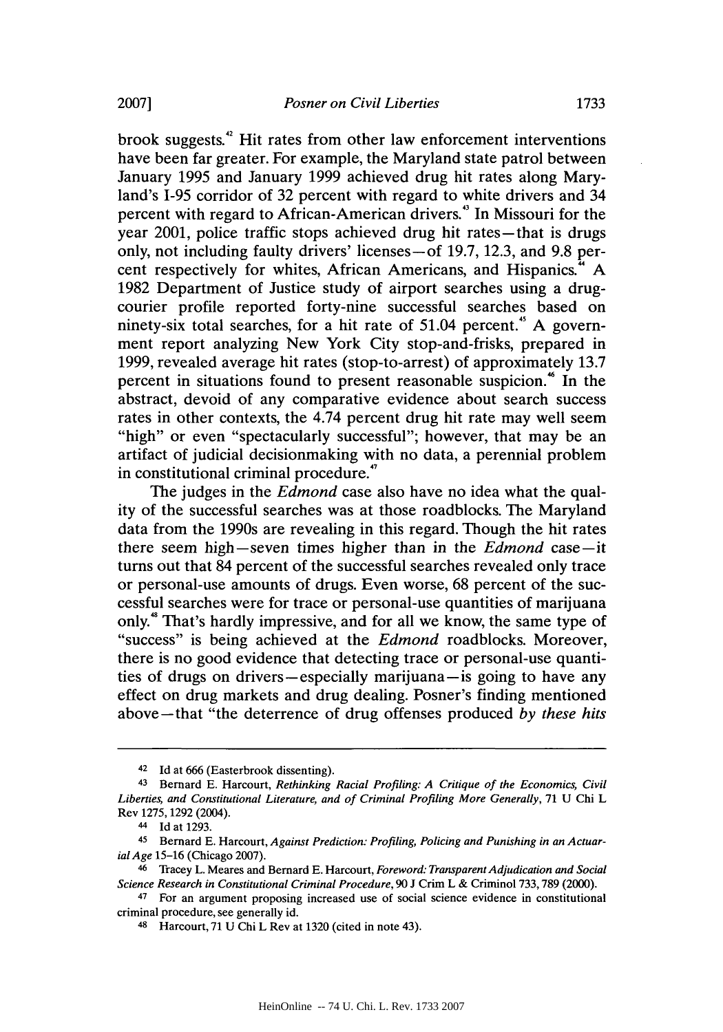brook suggests.[42] Hit rates from other law enforcement interventions have been far greater. For example, the Maryland state patrol between January 1995 and January 1999 achieved drug hit rates along Maryland's I-95 corridor of 32 percent with regard to white drivers and 34 percent with regard to African-American drivers.[43] In Missouri for the year 2001, police traffic stops achieved drug hit rates—that is drugs only, not including faulty drivers' licenses—of 19.7, 12.3, and 9.8 percent respectively for whites, African Americans, and Hispanics.[44] A 1982 Department of Justice study of airport searches using a drug-courier profile reported forty-nine successful searches based on ninety-six total searches, for a hit rate of 51.04 percent.[45] A government report analyzing New York City stop-and-frisks, prepared in 1999, revealed average hit rates (stop-to-arrest) of approximately 13.7 percent in situations found to present reasonable suspicion.[46] In the abstract, devoid of any comparative evidence about search success rates in other contexts, the 4.74 percent drug hit rate may well seem "high" or even "spectacularly successful"; however, that may be an artifact of judicial decisionmaking with no data, a perennial problem in constitutional criminal procedure.[47]

The judges in the *Edmond* case also have no idea what the quality of the successful searches was at those roadblocks. The Maryland data from the 1990s are revealing in this regard. Though the hit rates there seem high—seven times higher than in the *Edmond* case—it turns out that 84 percent of the successful searches revealed only trace or personal-use amounts of drugs. Even worse, 68 percent of the successful searches were for trace or personal-use quantities of marijuana only.[48] That's hardly impressive, and for all we know, the same type of "success" is being achieved at the *Edmond* roadblocks. Moreover, there is no good evidence that detecting trace or personal-use quantities of drugs on drivers—especially marijuana—is going to have any effect on drug markets and drug dealing. Posner's finding mentioned above—that "the deterrence of drug offenses produced *by these hits*

---

42 Id at 666 (Easterbrook dissenting).

43 Bernard E. Harcourt, *Rethinking Racial Profiling: A Critique of the Economics, Civil Liberties, and Constitutional Literature, and of Criminal Profiling More Generally*, 71 U Chi L Rev 1275, 1292 (2004).

44 Id at 1293.

45 Bernard E. Harcourt, *Against Prediction: Profiling, Policing and Punishing in an Actuarial Age* 15–16 (Chicago 2007).

46 Tracey L. Meares and Bernard E. Harcourt, *Foreword: Transparent Adjudication and Social Science Research in Constitutional Criminal Procedure*, 90 J Crim L & Criminol 733, 789 (2000).

47 For an argument proposing increased use of social science evidence in constitutional criminal procedure, see generally id.

48 Harcourt, 71 U Chi L Rev at 1320 (cited in note 43).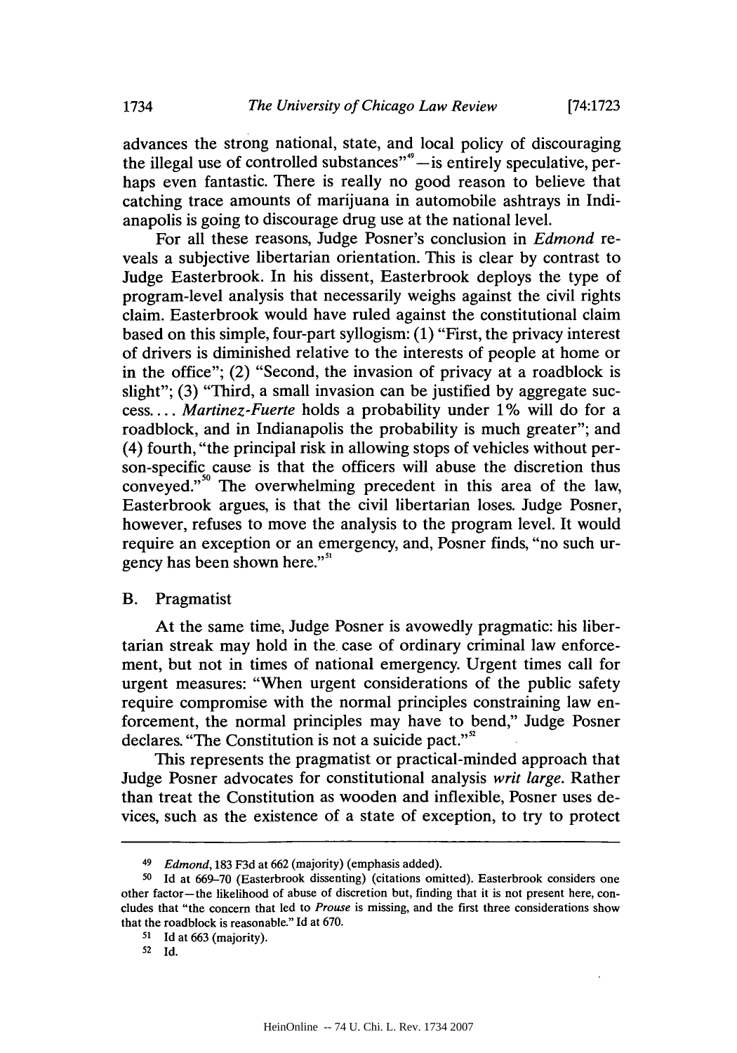advances the strong national, state, and local policy of discouraging the illegal use of controlled substances"[49]—is entirely speculative, perhaps even fantastic. There is really no good reason to believe that catching trace amounts of marijuana in automobile ashtrays in Indianapolis is going to discourage drug use at the national level.

For all these reasons, Judge Posner's conclusion in *Edmond* reveals a subjective libertarian orientation. This is clear by contrast to Judge Easterbrook. In his dissent, Easterbrook deploys the type of program-level analysis that necessarily weighs against the civil rights claim. Easterbrook would have ruled against the constitutional claim based on this simple, four-part syllogism: (1) "First, the privacy interest of drivers is diminished relative to the interests of people at home or in the office"; (2) "Second, the invasion of privacy at a roadblock is slight"; (3) "Third, a small invasion can be justified by aggregate success.... *Martinez-Fuerte* holds a probability under 1% will do for a roadblock, and in Indianapolis the probability is much greater"; and (4) fourth, "the principal risk in allowing stops of vehicles without person-specific cause is that the officers will abuse the discretion thus conveyed."[50] The overwhelming precedent in this area of the law, Easterbrook argues, is that the civil libertarian loses. Judge Posner, however, refuses to move the analysis to the program level. It would require an exception or an emergency, and, Posner finds, "no such urgency has been shown here."[51]

## B. Pragmatist

At the same time, Judge Posner is avowedly pragmatic: his libertarian streak may hold in the case of ordinary criminal law enforcement, but not in times of national emergency. Urgent times call for urgent measures: "When urgent considerations of the public safety require compromise with the normal principles constraining law enforcement, the normal principles may have to bend," Judge Posner declares. "The Constitution is not a suicide pact."[52]

This represents the pragmatist or practical-minded approach that Judge Posner advocates for constitutional analysis *writ large*. Rather than treat the Constitution as wooden and inflexible, Posner uses devices, such as the existence of a state of exception, to try to protect

---

49 *Edmond*, 183 F3d at 662 (majority) (emphasis added).

50 Id at 669–70 (Easterbrook dissenting) (citations omitted). Easterbrook considers one other factor—the likelihood of abuse of discretion but, finding that it is not present here, concludes that "the concern that led to *Prouse* is missing, and the first three considerations show that the roadblock is reasonable." Id at 670.

51 Id at 663 (majority).

52 Id.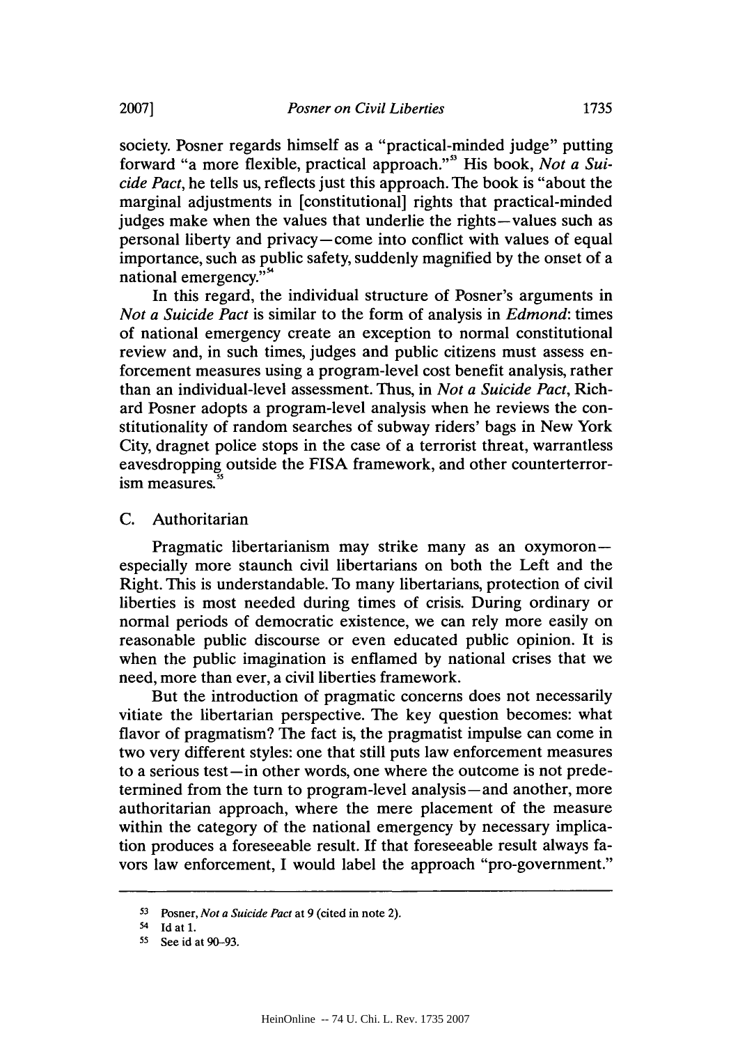society. Posner regards himself as a "practical-minded judge" putting forward "a more flexible, practical approach."[53] His book, *Not a Suicide Pact*, he tells us, reflects just this approach. The book is "about the marginal adjustments in [constitutional] rights that practical-minded judges make when the values that underlie the rights—values such as personal liberty and privacy—come into conflict with values of equal importance, such as public safety, suddenly magnified by the onset of a national emergency."[54]

In this regard, the individual structure of Posner's arguments in *Not a Suicide Pact* is similar to the form of analysis in *Edmond*: times of national emergency create an exception to normal constitutional review and, in such times, judges and public citizens must assess enforcement measures using a program-level cost benefit analysis, rather than an individual-level assessment. Thus, in *Not a Suicide Pact*, Richard Posner adopts a program-level analysis when he reviews the constitutionality of random searches of subway riders' bags in New York City, dragnet police stops in the case of a terrorist threat, warrantless eavesdropping outside the FISA framework, and other counterterrorism measures.[55]

### C. Authoritarian

Pragmatic libertarianism may strike many as an oxymoron—especially more staunch civil libertarians on both the Left and the Right. This is understandable. To many libertarians, protection of civil liberties is most needed during times of crisis. During ordinary or normal periods of democratic existence, we can rely more easily on reasonable public discourse or even educated public opinion. It is when the public imagination is enflamed by national crises that we need, more than ever, a civil liberties framework.

But the introduction of pragmatic concerns does not necessarily vitiate the libertarian perspective. The key question becomes: what flavor of pragmatism? The fact is, the pragmatist impulse can come in two very different styles: one that still puts law enforcement measures to a serious test—in other words, one where the outcome is not predetermined from the turn to program-level analysis—and another, more authoritarian approach, where the mere placement of the measure within the category of the national emergency by necessary implication produces a foreseeable result. If that foreseeable result always favors law enforcement, I would label the approach "pro-government."

---

[53] Posner, *Not a Suicide Pact* at 9 (cited in note 2).

[54] Id at 1.

[55] See id at 90–93.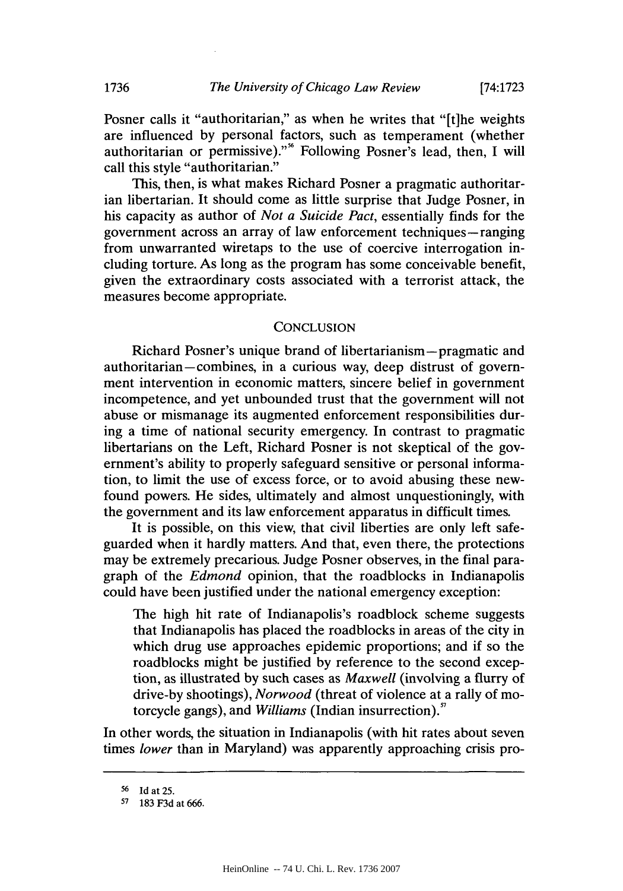Posner calls it "authoritarian," as when he writes that "[t]he weights are influenced by personal factors, such as temperament (whether authoritarian or permissive)."[56] Following Posner's lead, then, I will call this style "authoritarian."

This, then, is what makes Richard Posner a pragmatic authoritarian libertarian. It should come as little surprise that Judge Posner, in his capacity as author of *Not a Suicide Pact*, essentially finds for the government across an array of law enforcement techniques—ranging from unwarranted wiretaps to the use of coercive interrogation including torture. As long as the program has some conceivable benefit, given the extraordinary costs associated with a terrorist attack, the measures become appropriate.

## CONCLUSION

Richard Posner's unique brand of libertarianism—pragmatic and authoritarian—combines, in a curious way, deep distrust of government intervention in economic matters, sincere belief in government incompetence, and yet unbounded trust that the government will not abuse or mismanage its augmented enforcement responsibilities during a time of national security emergency. In contrast to pragmatic libertarians on the Left, Richard Posner is not skeptical of the government's ability to properly safeguard sensitive or personal information, to limit the use of excess force, or to avoid abusing these newfound powers. He sides, ultimately and almost unquestioningly, with the government and its law enforcement apparatus in difficult times.

It is possible, on this view, that civil liberties are only left safeguarded when it hardly matters. And that, even there, the protections may be extremely precarious. Judge Posner observes, in the final paragraph of the *Edmond* opinion, that the roadblocks in Indianapolis could have been justified under the national emergency exception:

> The high hit rate of Indianapolis's roadblock scheme suggests that Indianapolis has placed the roadblocks in areas of the city in which drug use approaches epidemic proportions; and if so the roadblocks might be justified by reference to the second exception, as illustrated by such cases as *Maxwell* (involving a flurry of drive-by shootings), *Norwood* (threat of violence at a rally of motorcycle gangs), and *Williams* (Indian insurrection).[57]

In other words, the situation in Indianapolis (with hit rates about seven times *lower* than in Maryland) was apparently approaching crisis pro-

---

[56] Id at 25.

[57] 183 F3d at 666.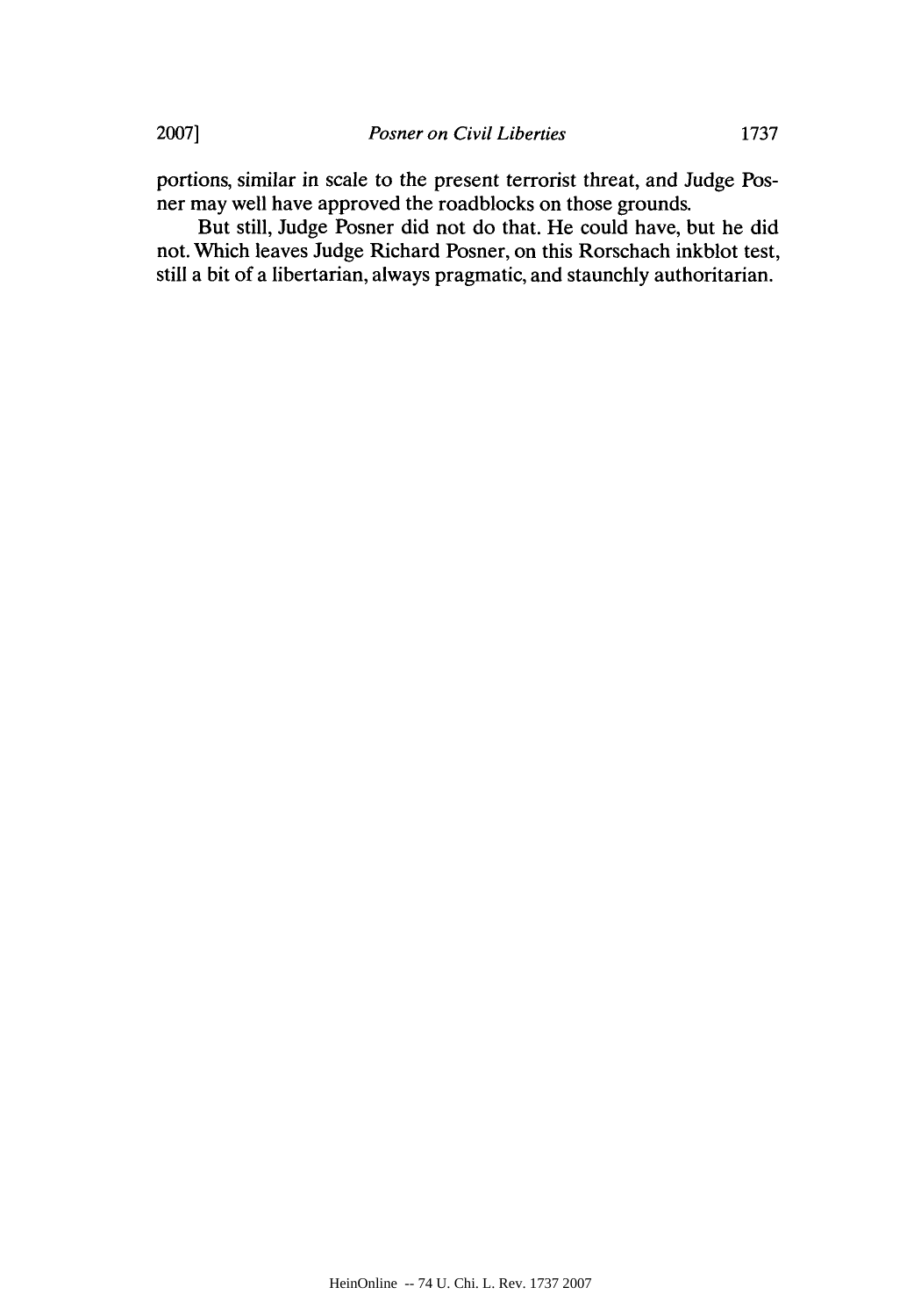portions, similar in scale to the present terrorist threat, and Judge Posner may well have approved the roadblocks on those grounds.

But still, Judge Posner did not do that. He could have, but he did not. Which leaves Judge Richard Posner, on this Rorschach inkblot test, still a bit of a libertarian, always pragmatic, and staunchly authoritarian.